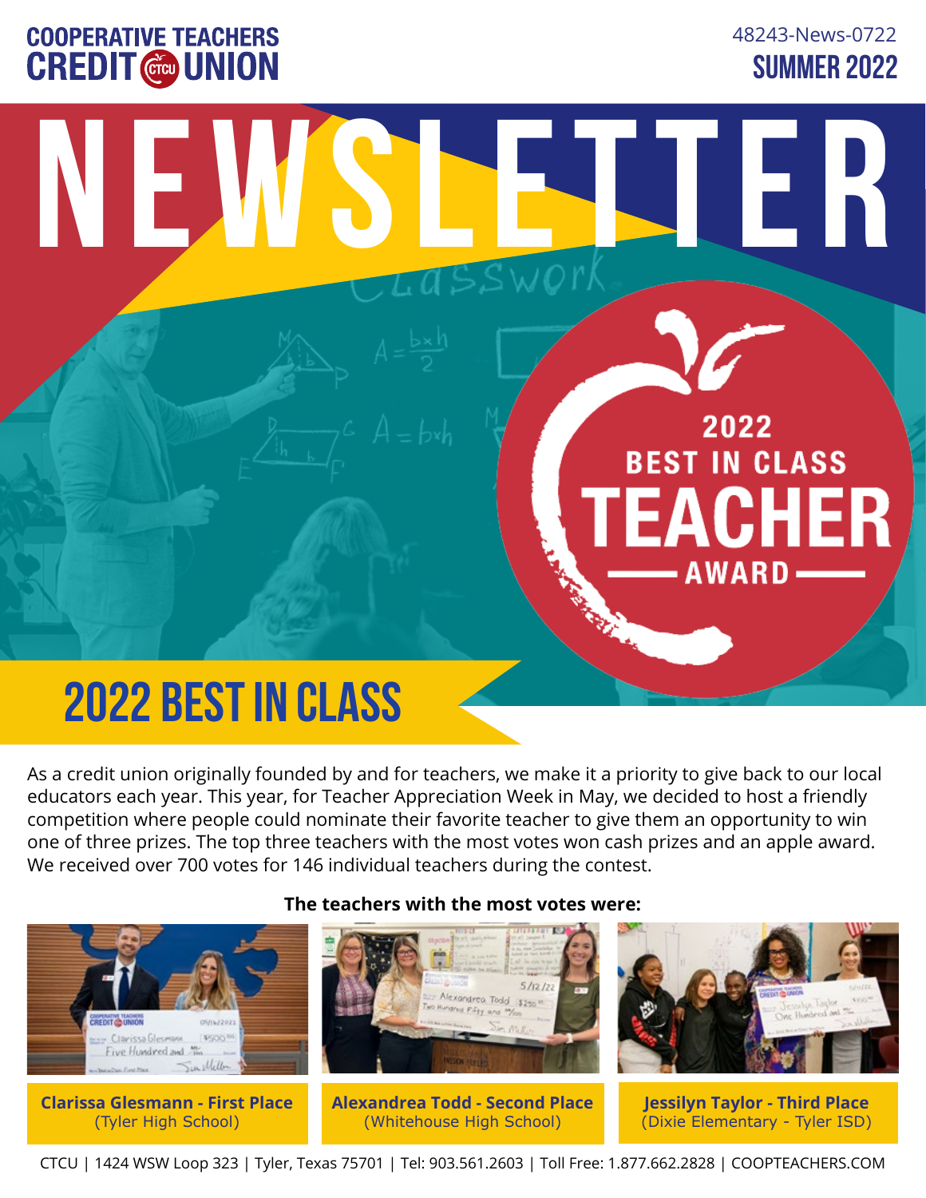COOPERATIVE TEACHERS CREDIT UNION

48243-News-0722

SUMMER 2022

# NEWSLETTER

2022 BEST IN CLASS TEACHER AWARD

## 2022 BEST IN CLASS

As a credit union originally founded by and for teachers, we make it a priority to give back to our local educators each year. This year, for Teacher Appreciation Week in May, we decided to host a friendly competition where people could nominate their favorite teacher to give them an opportunity to win one of three prizes. The top three teachers with the most votes won cash prizes and an apple award. We received over 700 votes for 146 individual teachers during the contest.

**The teachers with the most votes were:**

**Clarissa Glesmann - First Place**
(Tyler High School)

**Alexandrea Todd - Second Place**
(Whitehouse High School)

**Jessilyn Taylor - Third Place**
(Dixie Elementary - Tyler ISD)

CTCU | 1424 WSW Loop 323 | Tyler, Texas 75701 | Tel: 903.561.2603 | Toll Free: 1.877.662.2828 | COOPTEACHERS.COM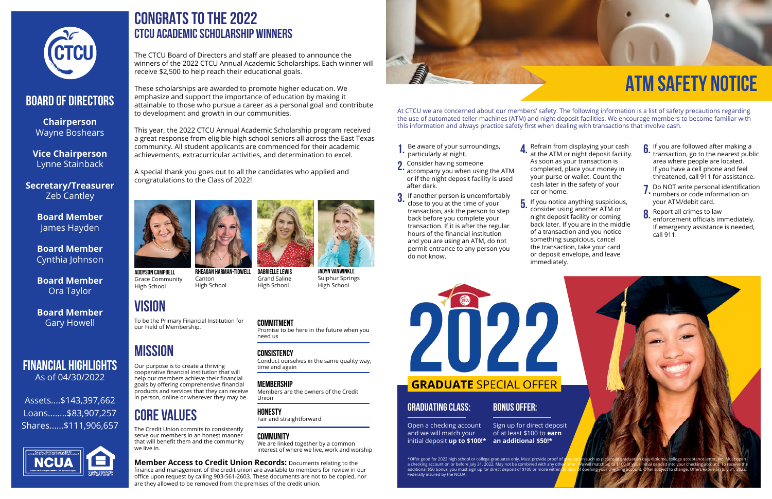CTCU

## BOARD OF DIRECTORS

**Chairperson**
Wayne Boshears

**Vice Chairperson**
Lynne Stainback

**Secretary/Treasurer**
Zeb Cantley

**Board Member**
James Hayden

**Board Member**
Cynthia Johnson

**Board Member**
Ora Taylor

**Board Member**
Gary Howell

## FINANCIAL HIGHLIGHTS

As of 04/30/2022

Assets....$143,397,662
Loans........$83,907,257
Shares......$111,906,657

NCUA

EQUAL HOUSING OPPORTUNITY

# CONGRATS TO THE 2022
## CTCU ACADEMIC SCHOLARSHIP WINNERS

The CTCU Board of Directors and staff are pleased to announce the winners of the 2022 CTCU Annual Academic Scholarships. Each winner will receive $2,500 to help reach their educational goals.

These scholarships are awarded to promote higher education. We emphasize and support the importance of education by making it attainable to those who pursue a career as a personal goal and contribute to development and growth in our communities.

This year, the 2022 CTCU Annual Academic Scholarship program received a great response from eligible high school seniors all across the East Texas community. All student applicants are commended for their academic achievements, extracurricular activities, and determination to excel.

A special thank you goes out to all the candidates who applied and congratulations to the Class of 2022!

**ADDYSON CAMPBELL**
Grace Community High School

**RHEAGAN HARMAN-TIDWELL**
Canton High School

**GABRIELLE LEWIS**
Grand Saline High School

**JADYN VANWINKLE**
Sulphur Springs High School

## VISION

To be the Primary Financial Institution for our Field of Membership.

## MISSION

Our purpose is to create a thriving cooperative financial institution that will help our members achieve their financial goals by offering comprehensive financial products and services that they can receive in person, online or wherever they may be.

## CORE VALUES

The Credit Union commits to consistently serve our members in an honest manner that will benefit them and the community we live in.

**COMMITMENT**
Promise to be here in the future when you need us

**CONSISTENCY**
Conduct ourselves in the same quality way, time and again

**MEMBERSHIP**
Members are the owners of the Credit Union

**HONESTY**
Fair and straightforward

**COMMUNITY**
We are linked together by a common interest of where we live, work and worship

**Member Access to Credit Union Records:** Documents relating to the finance and management of the credit union are available to members for review in our office upon request by calling 903-561-2603. These documents are not to be copied, nor are they allowed to be removed from the premises of the credit union.

# ATM SAFETY NOTICE

At CTCU we are concerned about our members' safety. The following information is a list of safety precautions regarding the use of automated teller machines (ATM) and night deposit facilities. We encourage members to become familiar with this information and always practice safety first when dealing with transactions that involve cash.

1. Be aware of your surroundings, particularly at night.
2. Consider having someone accompany you when using the ATM or if the night deposit facility is used after dark.
3. If another person is uncomfortably close to you at the time of your transaction, ask the person to step back before you complete your transaction. If it is after the regular hours of the financial institution and you are using an ATM, do not permit entrance to any person you do not know.
4. Refrain from displaying your cash at the ATM or night deposit facility. As soon as your transaction is completed, place your money in your purse or wallet. Count the cash later in the safety of your car or home.
5. If you notice anything suspicious, consider using another ATM or night deposit facility or coming back later. If you are in the middle of a transaction and you notice something suspicious, cancel the transaction, take your card or deposit envelope, and leave immediately.
6. If you are followed after making a transaction, go to the nearest public area where people are located. If you have a cell phone and feel threatened, call 911 for assistance.
7. Do NOT write personal identification numbers or code information on your ATM/debit card.
8. Report all crimes to law enforcement officials immediately. If emergency assistance is needed, call 911.

# 2022
## GRADUATE SPECIAL OFFER

### GRADUATING CLASS:

Open a checking account and we will match your initial deposit **up to $100!\***

### BONUS OFFER:

Sign up for direct deposit of at least $100 to **earn an additional $50!\***

\*Offer good for 2022 high school or college graduates only. Must provide proof of graduation such as picture at graduation day, diploma, college acceptance letter, etc. Must open a checking account on or before July 31, 2022. May not be combined with any other offer. We will match up to $100 of your initial deposit into your checking account. To receive the additional $50 bonus, you must sign up for direct deposit of $100 or more within 30 days of opening your checking account. Offer subject to change. Offers expire on July 31, 2022. Federally insured by the NCUA.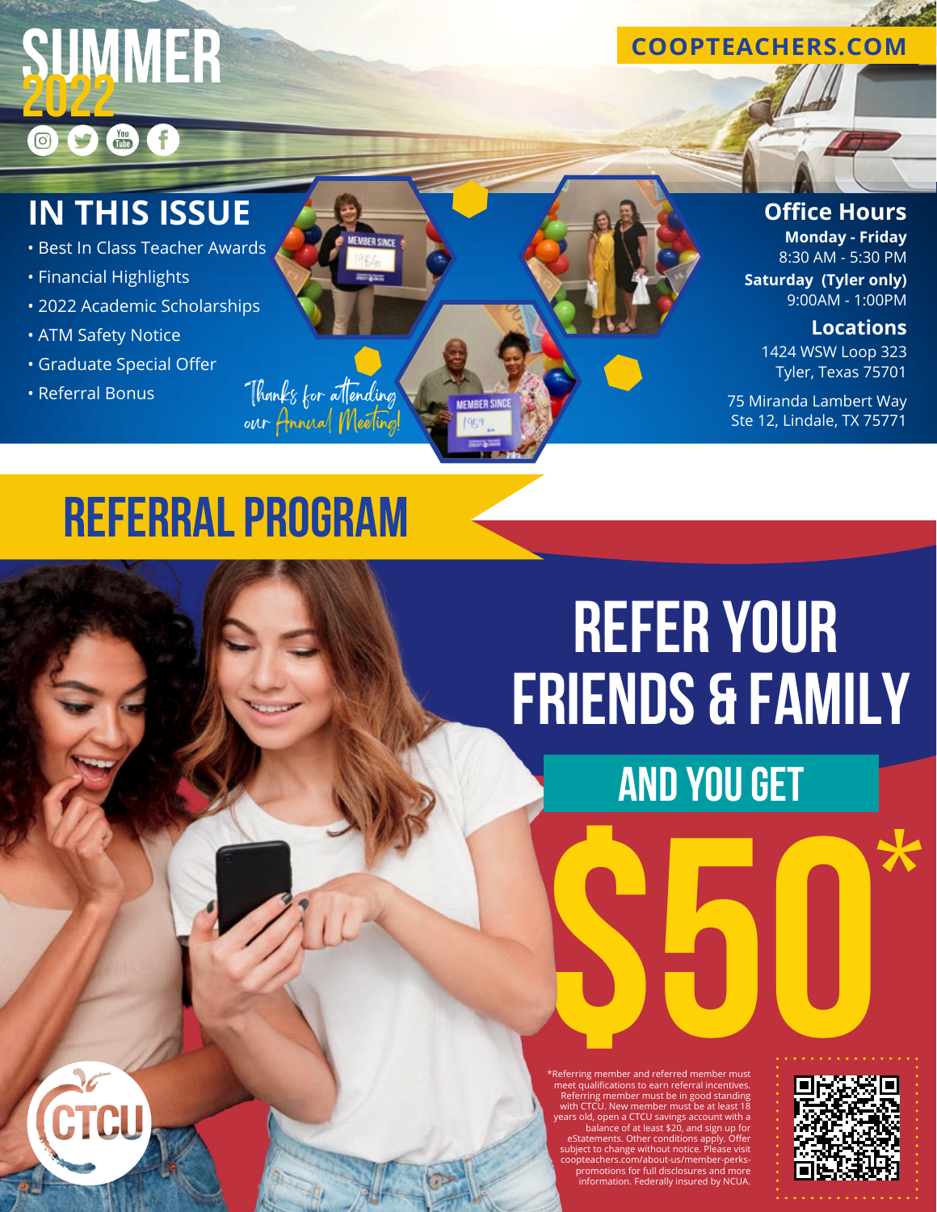# SUMMER 2022

COOPTEACHERS.COM

## IN THIS ISSUE

- Best In Class Teacher Awards
- Financial Highlights
- 2022 Academic Scholarships
- ATM Safety Notice
- Graduate Special Offer
- Referral Bonus

Thanks for attending our Annual Meeting!

MEMBER SINCE 1986

MEMBER SINCE 1959

## Office Hours

**Monday - Friday**
8:30 AM - 5:30 PM

**Saturday (Tyler only)**
9:00AM - 1:00PM

## Locations

1424 WSW Loop 323
Tyler, Texas 75701

75 Miranda Lambert Way
Ste 12, Lindale, TX 75771

# REFERRAL PROGRAM

## REFER YOUR FRIENDS & FAMILY

AND YOU GET

# $50*

*Referring member and referred member must meet qualifications to earn referral incentives. Referring member must be in good standing with CTCU. New member must be at least 18 years old, open a CTCU savings account with a balance of at least $20, and sign up for eStatements. Other conditions apply. Offer subject to change without notice. Please visit coopteachers.com/about-us/member-perks-promotions for full disclosures and more information. Federally insured by NCUA.

CTCU